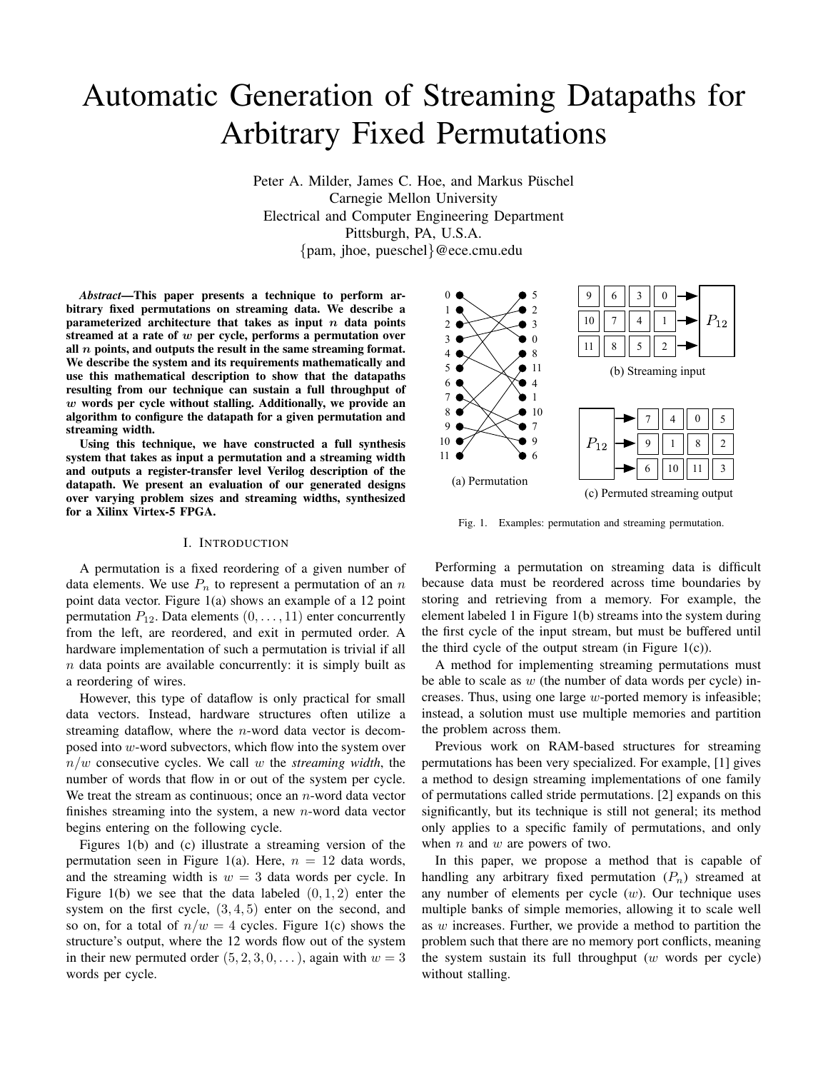// Automatic Generation of Streaming Datapaths for Arbitrary Fixed Permutations

# Automatic Generation of Streaming Datapaths for Arbitrary Fixed Permutations

Peter A. Milder, James C. Hoe, and Markus Püschel
Carnegie Mellon University
Electrical and Computer Engineering Department
Pittsburgh, PA, U.S.A.
{pam, jhoe, pueschel}@ece.cmu.edu

***Abstract*—This paper presents a technique to perform arbitrary fixed permutations on streaming data. We describe a parameterized architecture that takes as input $n$ data points streamed at a rate of $w$ per cycle, performs a permutation over all $n$ points, and outputs the result in the same streaming format. We describe the system and its requirements mathematically and use this mathematical description to show that the datapaths resulting from our technique can sustain a full throughput of $w$ words per cycle without stalling. Additionally, we provide an algorithm to configure the datapath for a given permutation and streaming width.**

**Using this technique, we have constructed a full synthesis system that takes as input a permutation and a streaming width and outputs a register-transfer level Verilog description of the datapath. We present an evaluation of our generated designs over varying problem sizes and streaming widths, synthesized for a Xilinx Virtex-5 FPGA.**

## I. Introduction

A permutation is a fixed reordering of a given number of data elements. We use $P_n$ to represent a permutation of an $n$ point data vector. Figure 1(a) shows an example of a 12 point permutation $P_{12}$. Data elements $(0, \dots, 11)$ enter concurrently from the left, are reordered, and exit in permuted order. A hardware implementation of such a permutation is trivial if all $n$ data points are available concurrently: it is simply built as a reordering of wires.

However, this type of dataflow is only practical for small data vectors. Instead, hardware structures often utilize a streaming dataflow, where the $n$-word data vector is decomposed into $w$-word subvectors, which flow into the system over $n/w$ consecutive cycles. We call $w$ the *streaming width*, the number of words that flow in or out of the system per cycle. We treat the stream as continuous; once an $n$-word data vector finishes streaming into the system, a new $n$-word data vector begins entering on the following cycle.

Figures 1(b) and (c) illustrate a streaming version of the permutation seen in Figure 1(a). Here, $n = 12$ data words, and the streaming width is $w = 3$ data words per cycle. In Figure 1(b) we see that the data labeled $(0, 1, 2)$ enter the system on the first cycle, $(3, 4, 5)$ enter on the second, and so on, for a total of $n/w = 4$ cycles. Figure 1(c) shows the structure's output, where the 12 words flow out of the system in their new permuted order $(5, 2, 3, 0, \dots)$, again with $w = 3$ words per cycle.

0
1
2
3
4
5
6
7
8
9
10
11

5
2
3
0
8
11
4
1
10
7
9
6

(a) Permutation

9 6 3 0
10 7 4 1
11 8 5 2
$P_{12}$

(b) Streaming input

$P_{12}$
7 4 0 5
9 1 8 2
6 10 11 3

(c) Permuted streaming output

Fig. 1. Examples: permutation and streaming permutation.

Performing a permutation on streaming data is difficult because data must be reordered across time boundaries by storing and retrieving from a memory. For example, the element labeled 1 in Figure 1(b) streams into the system during the first cycle of the input stream, but must be buffered until the third cycle of the output stream (in Figure 1(c)).

A method for implementing streaming permutations must be able to scale as $w$ (the number of data words per cycle) increases. Thus, using one large $w$-ported memory is infeasible; instead, a solution must use multiple memories and partition the problem across them.

Previous work on RAM-based structures for streaming permutations has been very specialized. For example, [1] gives a method to design streaming implementations of one family of permutations called stride permutations. [2] expands on this significantly, but its technique is still not general; its method only applies to a specific family of permutations, and only when $n$ and $w$ are powers of two.

In this paper, we propose a method that is capable of handling any arbitrary fixed permutation ($P_n$) streamed at any number of elements per cycle ($w$). Our technique uses multiple banks of simple memories, allowing it to scale well as $w$ increases. Further, we provide a method to partition the problem such that there are no memory port conflicts, meaning the system sustain its full throughput ($w$ words per cycle) without stalling.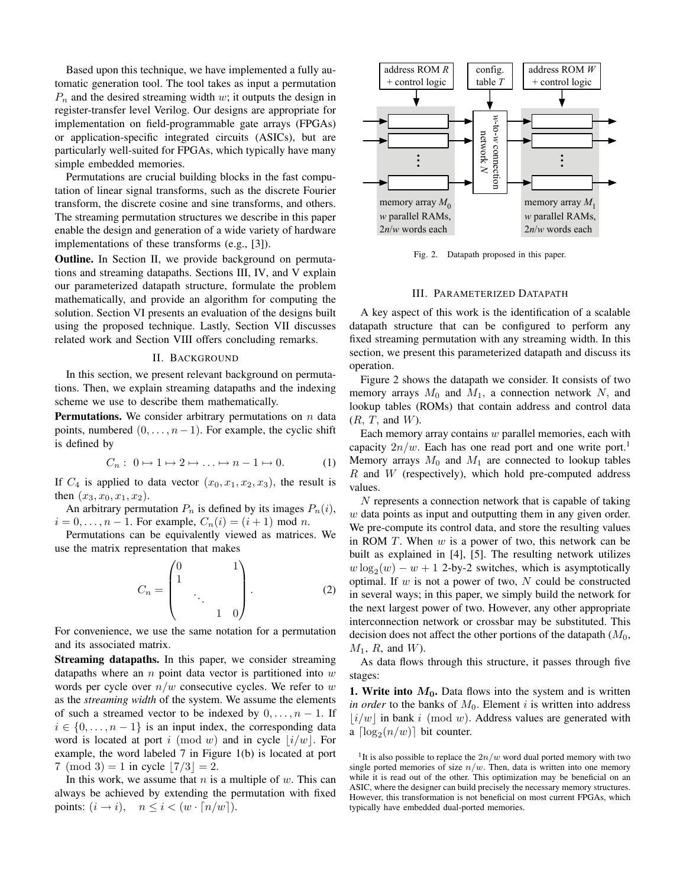Based upon this technique, we have implemented a fully automatic generation tool. The tool takes as input a permutation $P_n$ and the desired streaming width $w$; it outputs the design in register-transfer level Verilog. Our designs are appropriate for implementation on field-programmable gate arrays (FPGAs) or application-specific integrated circuits (ASICs), but are particularly well-suited for FPGAs, which typically have many simple embedded memories.

Permutations are crucial building blocks in the fast computation of linear signal transforms, such as the discrete Fourier transform, the discrete cosine and sine transforms, and others. The streaming permutation structures we describe in this paper enable the design and generation of a wide variety of hardware implementations of these transforms (e.g., [3]).

**Outline.** In Section II, we provide background on permutations and streaming datapaths. Sections III, IV, and V explain our parameterized datapath structure, formulate the problem mathematically, and provide an algorithm for computing the solution. Section VI presents an evaluation of the designs built using the proposed technique. Lastly, Section VII discusses related work and Section VIII offers concluding remarks.

## II. Background

In this section, we present relevant background on permutations. Then, we explain streaming datapaths and the indexing scheme we use to describe them mathematically.

**Permutations.** We consider arbitrary permutations on $n$ data points, numbered $(0, \ldots, n-1)$. For example, the cyclic shift is defined by

$$C_n : \; 0 \mapsto 1 \mapsto 2 \mapsto \ldots \mapsto n-1 \mapsto 0. \tag{1}$$

If $C_4$ is applied to data vector $(x_0, x_1, x_2, x_3)$, the result is then $(x_3, x_0, x_1, x_2)$.

An arbitrary permutation $P_n$ is defined by its images $P_n(i)$, $i = 0, \ldots, n-1$. For example, $C_n(i) = (i+1) \bmod n$.

Permutations can be equivalently viewed as matrices. We use the matrix representation that makes

$$C_n = \begin{pmatrix} 0 & & & 1 \\ 1 & & & \\ & \ddots & & \\ & & 1 & 0 \end{pmatrix}. \tag{2}$$

For convenience, we use the same notation for a permutation and its associated matrix.

**Streaming datapaths.** In this paper, we consider streaming datapaths where an $n$ point data vector is partitioned into $w$ words per cycle over $n/w$ consecutive cycles. We refer to $w$ as the ***streaming width*** of the system. We assume the elements of such a streamed vector to be indexed by $0, \ldots, n-1$. If $i \in \{0, \ldots, n-1\}$ is an input index, the corresponding data word is located at port $i \pmod{w}$ and in cycle $\lfloor i/w \rfloor$. For example, the word labeled 7 in Figure 1(b) is located at port $7 \pmod{3} = 1$ in cycle $\lfloor 7/3 \rfloor = 2$.

In this work, we assume that $n$ is a multiple of $w$. This can always be achieved by extending the permutation with fixed points: $(i \to i), \quad n \leq i < (w \cdot \lceil n/w \rceil)$.

address ROM $R$ + control logic
config. table $T$
address ROM $W$ + control logic
$w$-to-$w$ connection network $N$
memory array $M_0$ $w$ parallel RAMs, $2n/w$ words each
memory array $M_1$ $w$ parallel RAMs, $2n/w$ words each

Fig. 2. Datapath proposed in this paper.

## III. Parameterized Datapath

A key aspect of this work is the identification of a scalable datapath structure that can be configured to perform any fixed streaming permutation with any streaming width. In this section, we present this parameterized datapath and discuss its operation.

Figure 2 shows the datapath we consider. It consists of two memory arrays $M_0$ and $M_1$, a connection network $N$, and lookup tables (ROMs) that contain address and control data ($R$, $T$, and $W$).

Each memory array contains $w$ parallel memories, each with capacity $2n/w$. Each has one read port and one write port.[1] Memory arrays $M_0$ and $M_1$ are connected to lookup tables $R$ and $W$ (respectively), which hold pre-computed address values.

$N$ represents a connection network that is capable of taking $w$ data points as input and outputting them in any given order. We pre-compute its control data, and store the resulting values in ROM $T$. When $w$ is a power of two, this network can be built as explained in [4], [5]. The resulting network utilizes $w \log_2(w) - w + 1$ 2-by-2 switches, which is asymptotically optimal. If $w$ is not a power of two, $N$ could be constructed in several ways; in this paper, we simply build the network for the next largest power of two. However, any other appropriate interconnection network or crossbar may be substituted. This decision does not affect the other portions of the datapath ($M_0$, $M_1$, $R$, and $W$).

As data flows through this structure, it passes through five stages:

**1. Write into $M_0$.** Data flows into the system and is written *in order* to the banks of $M_0$. Element $i$ is written into address $\lfloor i/w \rfloor$ in bank $i \pmod{w}$. Address values are generated with a $\lceil \log_2(n/w) \rceil$ bit counter.

[1] It is also possible to replace the $2n/w$ word dual ported memory with two single ported memories of size $n/w$. Then, data is written into one memory while it is read out of the other. This optimization may be beneficial on an ASIC, where the designer can build precisely the necessary memory structures. However, this transformation is not beneficial on most current FPGAs, which typically have embedded dual-ported memories.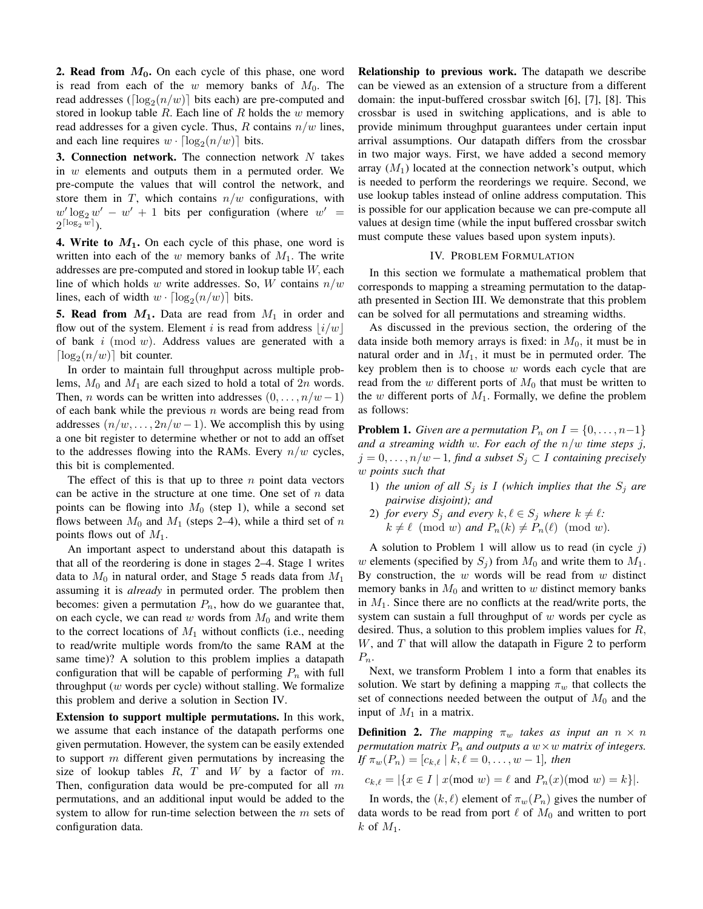**2. Read from $M_0$.** On each cycle of this phase, one word is read from each of the $w$ memory banks of $M_0$. The read addresses ($\lceil \log_2(n/w) \rceil$ bits each) are pre-computed and stored in lookup table $R$. Each line of $R$ holds the $w$ memory read addresses for a given cycle. Thus, $R$ contains $n/w$ lines, and each line requires $w \cdot \lceil \log_2(n/w) \rceil$ bits.

**3. Connection network.** The connection network $N$ takes in $w$ elements and outputs them in a permuted order. We pre-compute the values that will control the network, and store them in $T$, which contains $n/w$ configurations, with $w' \log_2 w' - w' + 1$ bits per configuration (where $w' = 2^{\lceil \log_2 w \rceil}$).

**4. Write to $M_1$.** On each cycle of this phase, one word is written into each of the $w$ memory banks of $M_1$. The write addresses are pre-computed and stored in lookup table $W$, each line of which holds $w$ write addresses. So, $W$ contains $n/w$ lines, each of width $w \cdot \lceil \log_2(n/w) \rceil$ bits.

**5. Read from $M_1$.** Data are read from $M_1$ in order and flow out of the system. Element $i$ is read from address $\lfloor i/w \rfloor$ of bank $i \pmod w$. Address values are generated with a $\lceil \log_2(n/w) \rceil$ bit counter.

In order to maintain full throughput across multiple problems, $M_0$ and $M_1$ are each sized to hold a total of $2n$ words. Then, $n$ words can be written into addresses $(0, \ldots, n/w-1)$ of each bank while the previous $n$ words are being read from addresses $(n/w, \ldots, 2n/w-1)$. We accomplish this by using a one bit register to determine whether or not to add an offset to the addresses flowing into the RAMs. Every $n/w$ cycles, this bit is complemented.

The effect of this is that up to three $n$ point data vectors can be active in the structure at one time. One set of $n$ data points can be flowing into $M_0$ (step 1), while a second set flows between $M_0$ and $M_1$ (steps 2–4), while a third set of $n$ points flows out of $M_1$.

An important aspect to understand about this datapath is that all of the reordering is done in stages 2–4. Stage 1 writes data to $M_0$ in natural order, and Stage 5 reads data from $M_1$ assuming it is *already* in permuted order. The problem then becomes: given a permutation $P_n$, how do we guarantee that, on each cycle, we can read $w$ words from $M_0$ and write them to the correct locations of $M_1$ without conflicts (i.e., needing to read/write multiple words from/to the same RAM at the same time)? A solution to this problem implies a datapath configuration that will be capable of performing $P_n$ with full throughput ($w$ words per cycle) without stalling. We formalize this problem and derive a solution in Section IV.

**Extension to support multiple permutations.** In this work, we assume that each instance of the datapath performs one given permutation. However, the system can be easily extended to support $m$ different given permutations by increasing the size of lookup tables $R$, $T$ and $W$ by a factor of $m$. Then, configuration data would be pre-computed for all $m$ permutations, and an additional input would be added to the system to allow for run-time selection between the $m$ sets of configuration data.

**Relationship to previous work.** The datapath we describe can be viewed as an extension of a structure from a different domain: the input-buffered crossbar switch [6], [7], [8]. This crossbar is used in switching applications, and is able to provide minimum throughput guarantees under certain input arrival assumptions. Our datapath differs from the crossbar in two major ways. First, we have added a second memory array ($M_1$) located at the connection network's output, which is needed to perform the reorderings we require. Second, we use lookup tables instead of online address computation. This is possible for our application because we can pre-compute all values at design time (while the input buffered crossbar switch must compute these values based upon system inputs).

## IV. Problem Formulation

In this section we formulate a mathematical problem that corresponds to mapping a streaming permutation to the datapath presented in Section III. We demonstrate that this problem can be solved for all permutations and streaming widths.

As discussed in the previous section, the ordering of the data inside both memory arrays is fixed: in $M_0$, it must be in natural order and in $M_1$, it must be in permuted order. The key problem then is to choose $w$ words each cycle that are read from the $w$ different ports of $M_0$ that must be written to the $w$ different ports of $M_1$. Formally, we define the problem as follows:

**Problem 1.** *Given are a permutation $P_n$ on $I = \{0, \ldots, n-1\}$ and a streaming width $w$. For each of the $n/w$ time steps $j$, $j = 0, \ldots, n/w-1$, find a subset $S_j \subset I$ containing precisely $w$ points such that*

1) *the union of all $S_j$ is $I$ (which implies that the $S_j$ are pairwise disjoint); and*
2) *for every $S_j$ and every $k, \ell \in S_j$ where $k \neq \ell$: $k \neq \ell \pmod w$ and $P_n(k) \neq P_n(\ell) \pmod w$.*

A solution to Problem 1 will allow us to read (in cycle $j$) $w$ elements (specified by $S_j$) from $M_0$ and write them to $M_1$. By construction, the $w$ words will be read from $w$ distinct memory banks in $M_0$ and written to $w$ distinct memory banks in $M_1$. Since there are no conflicts at the read/write ports, the system can sustain a full throughput of $w$ words per cycle as desired. Thus, a solution to this problem implies values for $R$, $W$, and $T$ that will allow the datapath in Figure 2 to perform $P_n$.

Next, we transform Problem 1 into a form that enables its solution. We start by defining a mapping $\pi_w$ that collects the set of connections needed between the output of $M_0$ and the input of $M_1$ in a matrix.

**Definition 2.** *The mapping $\pi_w$ takes as input an $n \times n$ permutation matrix $P_n$ and outputs a $w \times w$ matrix of integers. If $\pi_w(P_n) = [c_{k,\ell} \mid k, \ell = 0, \ldots, w-1]$, then*

$$c_{k,\ell} = |\{x \in I \mid x (\text{mod } w) = \ell \text{ and } P_n(x) (\text{mod } w) = k\}|.$$

In words, the $(k, \ell)$ element of $\pi_w(P_n)$ gives the number of data words to be read from port $\ell$ of $M_0$ and written to port $k$ of $M_1$.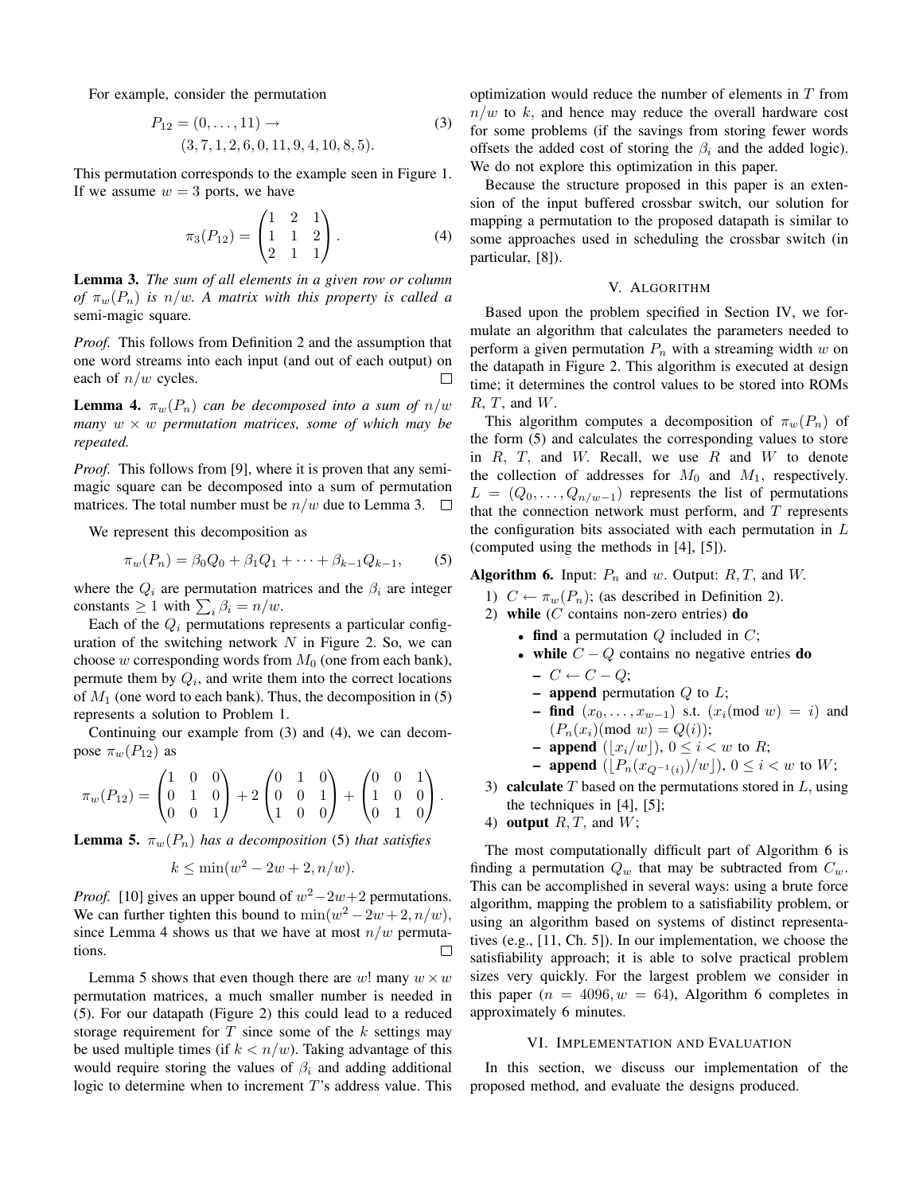For example, consider the permutation

$$P_{12} = (0, \ldots, 11) \rightarrow (3, 7, 1, 2, 6, 0, 11, 9, 4, 10, 8, 5). \tag{3}$$

This permutation corresponds to the example seen in Figure 1. If we assume $w = 3$ ports, we have

$$\pi_3(P_{12}) = \begin{pmatrix} 1 & 2 & 1 \\ 1 & 1 & 2 \\ 2 & 1 & 1 \end{pmatrix}. \tag{4}$$

**Lemma 3.** *The sum of all elements in a given row or column of $\pi_w(P_n)$ is $n/w$. A matrix with this property is called a* semi-magic square*.*

*Proof.* This follows from Definition 2 and the assumption that one word streams into each input (and out of each output) on each of $n/w$ cycles. □

**Lemma 4.** *$\pi_w(P_n)$ can be decomposed into a sum of $n/w$ many $w \times w$ permutation matrices, some of which may be repeated.*

*Proof.* This follows from [9], where it is proven that any semi-magic square can be decomposed into a sum of permutation matrices. The total number must be $n/w$ due to Lemma 3. □

We represent this decomposition as

$$\pi_w(P_n) = \beta_0 Q_0 + \beta_1 Q_1 + \cdots + \beta_{k-1} Q_{k-1}, \tag{5}$$

where the $Q_i$ are permutation matrices and the $\beta_i$ are integer constants $\geq 1$ with $\sum_i \beta_i = n/w$.

Each of the $Q_i$ permutations represents a particular configuration of the switching network $N$ in Figure 2. So, we can choose $w$ corresponding words from $M_0$ (one from each bank), permute them by $Q_i$, and write them into the correct locations of $M_1$ (one word to each bank). Thus, the decomposition in (5) represents a solution to Problem 1.

Continuing our example from (3) and (4), we can decompose $\pi_w(P_{12})$ as

$$\pi_w(P_{12}) = \begin{pmatrix} 1 & 0 & 0 \\ 0 & 1 & 0 \\ 0 & 0 & 1 \end{pmatrix} + 2 \begin{pmatrix} 0 & 1 & 0 \\ 0 & 0 & 1 \\ 1 & 0 & 0 \end{pmatrix} + \begin{pmatrix} 0 & 0 & 1 \\ 1 & 0 & 0 \\ 0 & 1 & 0 \end{pmatrix}.$$

**Lemma 5.** *$\pi_w(P_n)$ has a decomposition (5) that satisfies*

$$k \leq \min(w^2 - 2w + 2, n/w).$$

*Proof.* [10] gives an upper bound of $w^2 - 2w + 2$ permutations. We can further tighten this bound to $\min(w^2 - 2w + 2, n/w)$, since Lemma 4 shows us that we have at most $n/w$ permutations. □

Lemma 5 shows that even though there are $w!$ many $w \times w$ permutation matrices, a much smaller number is needed in (5). For our datapath (Figure 2) this could lead to a reduced storage requirement for $T$ since some of the $k$ settings may be used multiple times (if $k < n/w$). Taking advantage of this would require storing the values of $\beta_i$ and adding additional logic to determine when to increment $T$'s address value. This optimization would reduce the number of elements in $T$ from $n/w$ to $k$, and hence may reduce the overall hardware cost for some problems (if the savings from storing fewer words offsets the added cost of storing the $\beta_i$ and the added logic). We do not explore this optimization in this paper.

Because the structure proposed in this paper is an extension of the input buffered crossbar switch, our solution for mapping a permutation to the proposed datapath is similar to some approaches used in scheduling the crossbar switch (in particular, [8]).

## V. Algorithm

Based upon the problem specified in Section IV, we formulate an algorithm that calculates the parameters needed to perform a given permutation $P_n$ with a streaming width $w$ on the datapath in Figure 2. This algorithm is executed at design time; it determines the control values to be stored into ROMs $R$, $T$, and $W$.

This algorithm computes a decomposition of $\pi_w(P_n)$ of the form (5) and calculates the corresponding values to store in $R$, $T$, and $W$. Recall, we use $R$ and $W$ to denote the collection of addresses for $M_0$ and $M_1$, respectively. $L = (Q_0, \ldots, Q_{n/w-1})$ represents the list of permutations that the connection network must perform, and $T$ represents the configuration bits associated with each permutation in $L$ (computed using the methods in [4], [5]).

**Algorithm 6.** Input: $P_n$ and $w$. Output: $R, T$, and $W$.

1) $C \leftarrow \pi_w(P_n)$; (as described in Definition 2).
2) **while** ($C$ contains non-zero entries) **do**
   - **find** a permutation $Q$ included in $C$;
   - **while** $C - Q$ contains no negative entries **do**
     - $C \leftarrow C - Q$;
     - **append** permutation $Q$ to $L$;
     - **find** $(x_0, \ldots, x_{w-1})$ s.t. $(x_i (\text{mod } w) = i)$ and $(P_n(x_i)(\text{mod } w) = Q(i))$;
     - **append** $(\lfloor x_i/w \rfloor)$, $0 \leq i < w$ to $R$;
     - **append** $(\lfloor P_n(x_{Q^{-1}(i)})/w \rfloor)$, $0 \leq i < w$ to $W$;
3) **calculate** $T$ based on the permutations stored in $L$, using the techniques in [4], [5];
4) **output** $R, T$, and $W$;

The most computationally difficult part of Algorithm 6 is finding a permutation $Q_w$ that may be subtracted from $C_w$. This can be accomplished in several ways: using a brute force algorithm, mapping the problem to a satisfiability problem, or using an algorithm based on systems of distinct representatives (e.g., [11, Ch. 5]). In our implementation, we choose the satisfiability approach; it is able to solve practical problem sizes very quickly. For the largest problem we consider in this paper ($n = 4096, w = 64$), Algorithm 6 completes in approximately 6 minutes.

## VI. Implementation and Evaluation

In this section, we discuss our implementation of the proposed method, and evaluate the designs produced.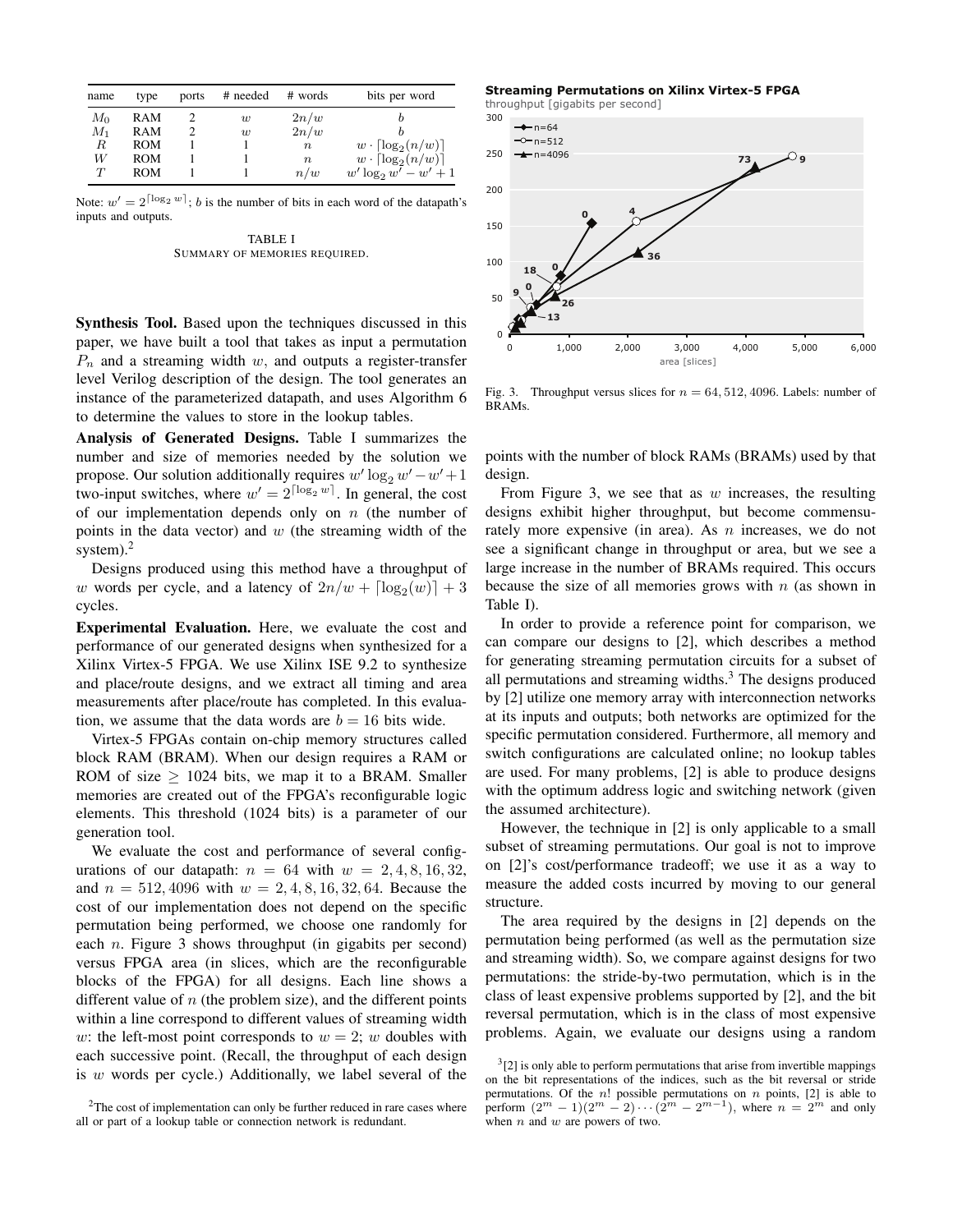| name | type | ports | # needed | # words | bits per word |
|---|---|---|---|---|---|
| $M_0$ | RAM | 2 | $w$ | $2n/w$ | $b$ |
| $M_1$ | RAM | 2 | $w$ | $2n/w$ | $b$ |
| $R$ | ROM | 1 | 1 | $n$ | $w \cdot \lceil \log_2(n/w) \rceil$ |
| $W$ | ROM | 1 | 1 | $n$ | $w \cdot \lceil \log_2(n/w) \rceil$ |
| $T$ | ROM | 1 | 1 | $n/w$ | $w' \log_2 w' - w' + 1$ |

Note: $w' = 2^{\lceil \log_2 w \rceil}$; $b$ is the number of bits in each word of the datapath's inputs and outputs.

TABLE I
SUMMARY OF MEMORIES REQUIRED.

**Synthesis Tool.** Based upon the techniques discussed in this paper, we have built a tool that takes as input a permutation $P_n$ and a streaming width $w$, and outputs a register-transfer level Verilog description of the design. The tool generates an instance of the parameterized datapath, and uses Algorithm 6 to determine the values to store in the lookup tables.

**Analysis of Generated Designs.** Table I summarizes the number and size of memories needed by the solution we propose. Our solution additionally requires $w' \log_2 w' - w' + 1$ two-input switches, where $w' = 2^{\lceil \log_2 w \rceil}$. In general, the cost of our implementation depends only on $n$ (the number of points in the data vector) and $w$ (the streaming width of the system).[2]

Designs produced using this method have a throughput of $w$ words per cycle, and a latency of $2n/w + \lceil \log_2(w) \rceil + 3$ cycles.

**Experimental Evaluation.** Here, we evaluate the cost and performance of our generated designs when synthesized for a Xilinx Virtex-5 FPGA. We use Xilinx ISE 9.2 to synthesize and place/route designs, and we extract all timing and area measurements after place/route has completed. In this evaluation, we assume that the data words are $b = 16$ bits wide.

Virtex-5 FPGAs contain on-chip memory structures called block RAM (BRAM). When our design requires a RAM or ROM of size $\geq$ 1024 bits, we map it to a BRAM. Smaller memories are created out of the FPGA's reconfigurable logic elements. This threshold (1024 bits) is a parameter of our generation tool.

We evaluate the cost and performance of several configurations of our datapath: $n = 64$ with $w = 2, 4, 8, 16, 32$, and $n = 512, 4096$ with $w = 2, 4, 8, 16, 32, 64$. Because the cost of our implementation does not depend on the specific permutation being performed, we choose one randomly for each $n$. Figure 3 shows throughput (in gigabits per second) versus FPGA area (in slices, which are the reconfigurable blocks of the FPGA) for all designs. Each line shows a different value of $n$ (the problem size), and the different points within a line correspond to different values of streaming width $w$: the left-most point corresponds to $w = 2$; $w$ doubles with each successive point. (Recall, the throughput of each design is $w$ words per cycle.) Additionally, we label several of the

Streaming Permutations on Xilinx Virtex-5 FPGA
throughput [gigabits per second]
n=64
n=512
n=4096
area [slices]
0, 1,000, 2,000, 3,000, 4,000, 5,000, 6,000
0, 50, 100, 150, 200, 250, 300
0, 0, 18, 9, 0, 4, 26, 13, 36, 73, 9

Fig. 3. Throughput versus slices for $n = 64, 512, 4096$. Labels: number of BRAMs.

points with the number of block RAMs (BRAMs) used by that design.

From Figure 3, we see that as $w$ increases, the resulting designs exhibit higher throughput, but become commensurately more expensive (in area). As $n$ increases, we do not see a significant change in throughput or area, but we see a large increase in the number of BRAMs required. This occurs because the size of all memories grows with $n$ (as shown in Table I).

In order to provide a reference point for comparison, we can compare our designs to [2], which describes a method for generating streaming permutation circuits for a subset of all permutations and streaming widths.[3] The designs produced by [2] utilize one memory array with interconnection networks at its inputs and outputs; both networks are optimized for the specific permutation considered. Furthermore, all memory and switch configurations are calculated online; no lookup tables are used. For many problems, [2] is able to produce designs with the optimum address logic and switching network (given the assumed architecture).

However, the technique in [2] is only applicable to a small subset of streaming permutations. Our goal is not to improve on [2]'s cost/performance tradeoff; we use it as a way to measure the added costs incurred by moving to our general structure.

The area required by the designs in [2] depends on the permutation being performed (as well as the permutation size and streaming width). So, we compare against designs for two permutations: the stride-by-two permutation, which is in the class of least expensive problems supported by [2], and the bit reversal permutation, which is in the class of most expensive problems. Again, we evaluate our designs using a random

[2]The cost of implementation can only be further reduced in rare cases where all or part of a lookup table or connection network is redundant.

[3][2] is only able to perform permutations that arise from invertible mappings on the bit representations of the indices, such as the bit reversal or stride permutations. Of the $n!$ possible permutations on $n$ points, [2] is able to perform $(2^m - 1)(2^m - 2) \cdots (2^m - 2^{m-1})$, where $n = 2^m$ and only when $n$ and $w$ are powers of two.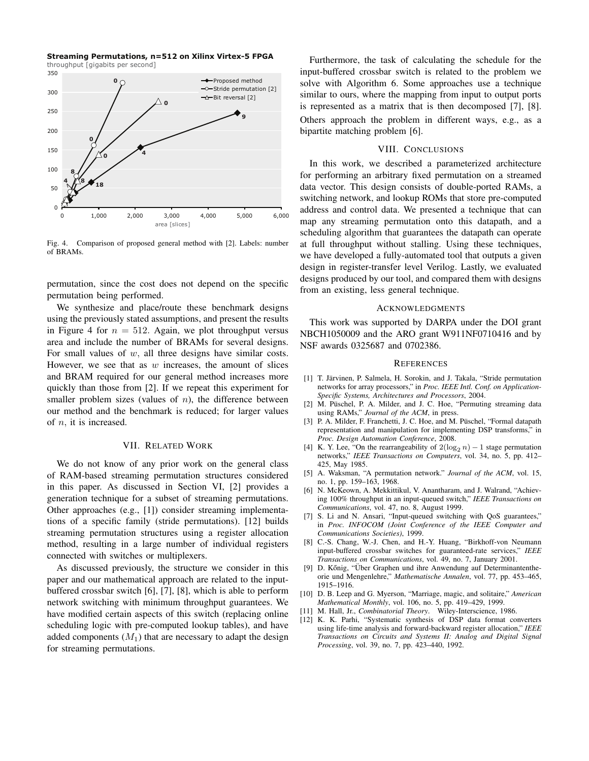Streaming Permutations, n=512 on Xilinx Virtex-5 FPGA

throughput [gigabits per second]

350
300
250
200
150
100
50
0

0
1,000
2,000
3,000
4,000
5,000
6,000

area [slices]

Proposed method
Stride permutation [2]
Bit reversal [2]

0
0
9
0
0
4
8
4
8
18

Fig. 4. Comparison of proposed general method with [2]. Labels: number of BRAMs.

permutation, since the cost does not depend on the specific permutation being performed.

We synthesize and place/route these benchmark designs using the previously stated assumptions, and present the results in Figure 4 for $n = 512$. Again, we plot throughput versus area and include the number of BRAMs for several designs. For small values of $w$, all three designs have similar costs. However, we see that as $w$ increases, the amount of slices and BRAM required for our general method increases more quickly than those from [2]. If we repeat this experiment for smaller problem sizes (values of $n$), the difference between our method and the benchmark is reduced; for larger values of $n$, it is increased.

## VII. Related Work

We do not know of any prior work on the general class of RAM-based streaming permutation structures considered in this paper. As discussed in Section VI, [2] provides a generation technique for a subset of streaming permutations. Other approaches (e.g., [1]) consider streaming implementations of a specific family (stride permutations). [12] builds streaming permutation structures using a register allocation method, resulting in a large number of individual registers connected with switches or multiplexers.

As discussed previously, the structure we consider in this paper and our mathematical approach are related to the input-buffered crossbar switch [6], [7], [8], which is able to perform network switching with minimum throughput guarantees. We have modified certain aspects of this switch (replacing online scheduling logic with pre-computed lookup tables), and have added components ($M_1$) that are necessary to adapt the design for streaming permutations.

Furthermore, the task of calculating the schedule for the input-buffered crossbar switch is related to the problem we solve with Algorithm 6. Some approaches use a technique similar to ours, where the mapping from input to output ports is represented as a matrix that is then decomposed [7], [8]. Others approach the problem in different ways, e.g., as a bipartite matching problem [6].

## VIII. Conclusions

In this work, we described a parameterized architecture for performing an arbitrary fixed permutation on a streamed data vector. This design consists of double-ported RAMs, a switching network, and lookup ROMs that store pre-computed address and control data. We presented a technique that can map any streaming permutation onto this datapath, and a scheduling algorithm that guarantees the datapath can operate at full throughput without stalling. Using these techniques, we have developed a fully-automated tool that outputs a given design in register-transfer level Verilog. Lastly, we evaluated designs produced by our tool, and compared them with designs from an existing, less general technique.

## Acknowledgments

This work was supported by DARPA under the DOI grant NBCH1050009 and the ARO grant W911NF0710416 and by NSF awards 0325687 and 0702386.

## References

[1] T. Järvinen, P. Salmela, H. Sorokin, and J. Takala, "Stride permutation networks for array processors," in *Proc. IEEE Intl. Conf. on Application-Specific Systems, Architectures and Processors*, 2004.

[2] M. Püschel, P. A. Milder, and J. C. Hoe, "Permuting streaming data using RAMs," *Journal of the ACM*, in press.

[3] P. A. Milder, F. Franchetti, J. C. Hoe, and M. Püschel, "Formal datapath representation and manipulation for implementing DSP transforms," in *Proc. Design Automation Conference*, 2008.

[4] K. Y. Lee, "On the rearrangeability of $2(\log_2 n) - 1$ stage permutation networks," *IEEE Transactions on Computers*, vol. 34, no. 5, pp. 412–425, May 1985.

[5] A. Waksman, "A permutation network." *Journal of the ACM*, vol. 15, no. 1, pp. 159–163, 1968.

[6] N. McKeown, A. Mekkittikul, V. Anantharam, and J. Walrand, "Achieving 100% throughput in an input-queued switch," *IEEE Transactions on Communications*, vol. 47, no. 8, August 1999.

[7] S. Li and N. Ansari, "Input-queued switching with QoS guarantees," in *Proc. INFOCOM (Joint Conference of the IEEE Computer and Communications Societies)*, 1999.

[8] C.-S. Chang, W.-J. Chen, and H.-Y. Huang, "Birkhoff-von Neumann input-buffered crossbar switches for guaranteed-rate services," *IEEE Transactions on Communications*, vol. 49, no. 7, January 2001.

[9] D. Kőnig, "Über Graphen und ihre Anwendung auf Determinantentheorie und Mengenlehre," *Mathematische Annalen*, vol. 77, pp. 453–465, 1915–1916.

[10] D. B. Leep and G. Myerson, "Marriage, magic, and solitaire," *American Mathematical Monthly*, vol. 106, no. 5, pp. 419–429, 1999.

[11] M. Hall, Jr., *Combinatorial Theory*. Wiley-Interscience, 1986.

[12] K. K. Parhi, "Systematic synthesis of DSP data format converters using life-time analysis and forward-backward register allocation," *IEEE Transactions on Circuits and Systems II: Analog and Digital Signal Processing*, vol. 39, no. 7, pp. 423–440, 1992.